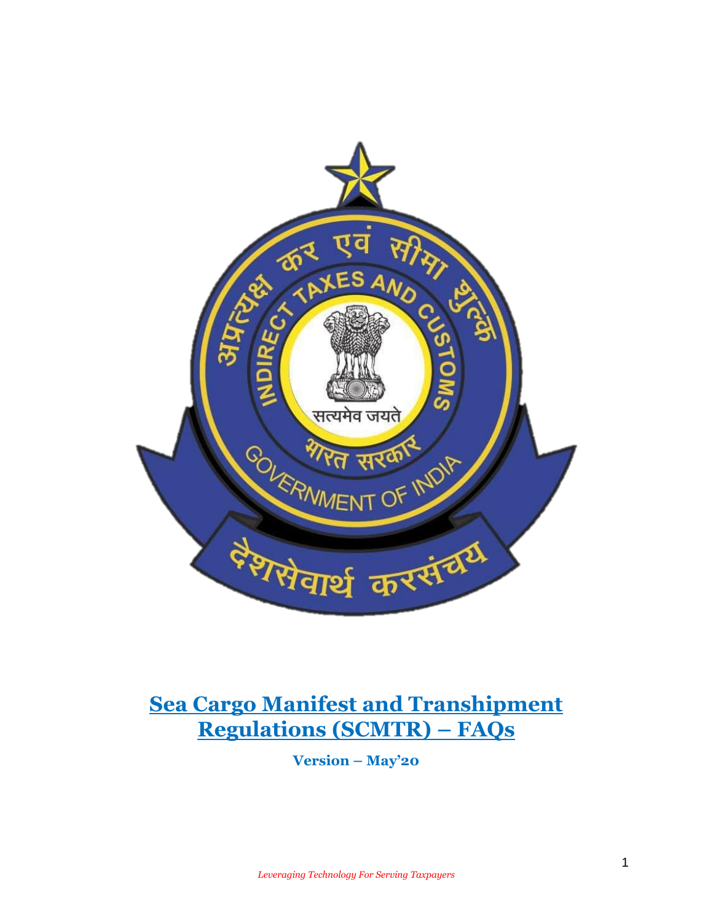# Sea Cargo Manifest and Transhipment Regulations (SCMTR) – FAQs

**Version – May'20**

*Leveraging Technology For Serving Taxpayers*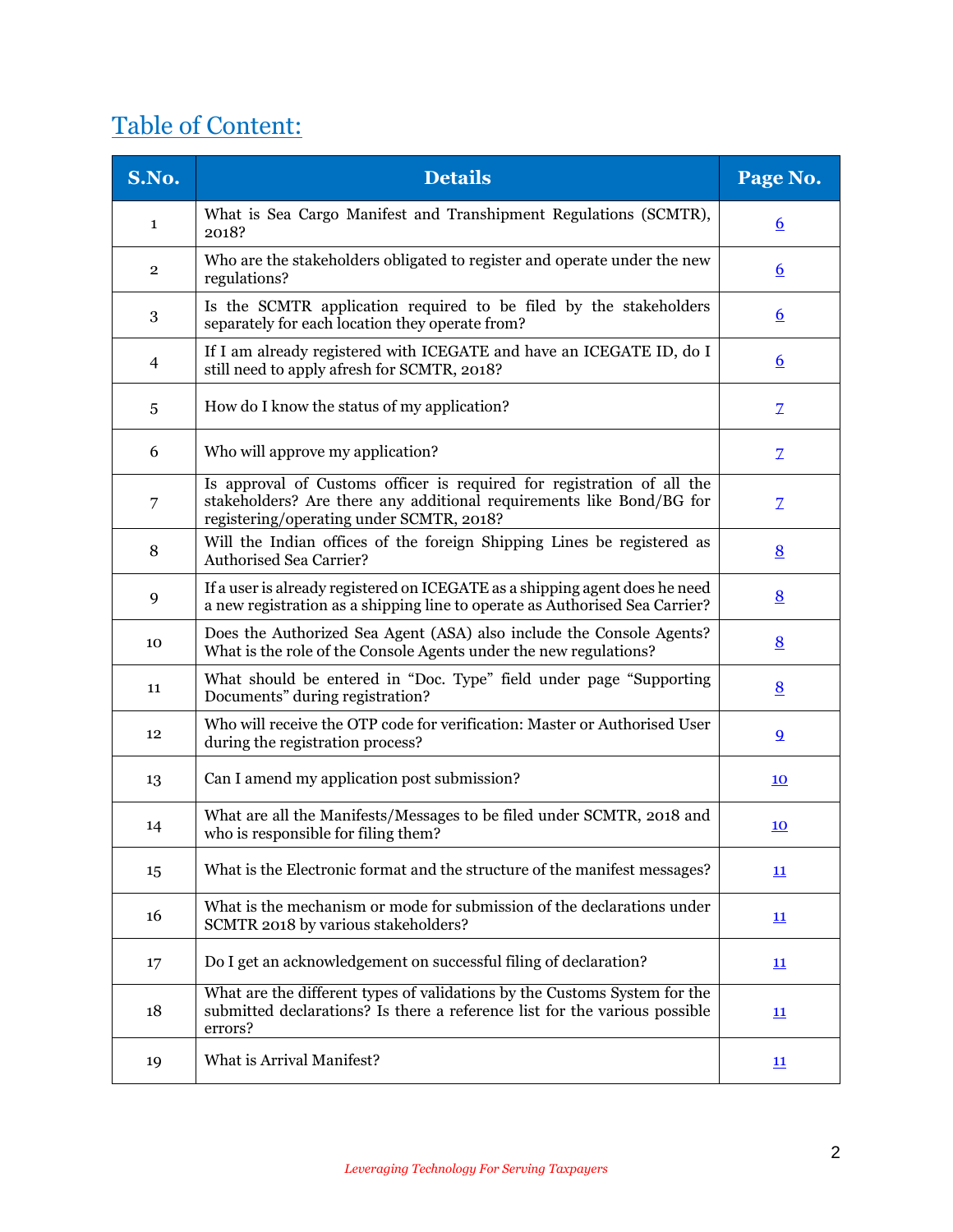## Table of Content:

| S.No. | Details | Page No. |
|---|---|---|
| 1 | What is Sea Cargo Manifest and Transhipment Regulations (SCMTR), 2018? | 6 |
| 2 | Who are the stakeholders obligated to register and operate under the new regulations? | 6 |
| 3 | Is the SCMTR application required to be filed by the stakeholders separately for each location they operate from? | 6 |
| 4 | If I am already registered with ICEGATE and have an ICEGATE ID, do I still need to apply afresh for SCMTR, 2018? | 6 |
| 5 | How do I know the status of my application? | 7 |
| 6 | Who will approve my application? | 7 |
| 7 | Is approval of Customs officer is required for registration of all the stakeholders? Are there any additional requirements like Bond/BG for registering/operating under SCMTR, 2018? | 7 |
| 8 | Will the Indian offices of the foreign Shipping Lines be registered as Authorised Sea Carrier? | 8 |
| 9 | If a user is already registered on ICEGATE as a shipping agent does he need a new registration as a shipping line to operate as Authorised Sea Carrier? | 8 |
| 10 | Does the Authorized Sea Agent (ASA) also include the Console Agents? What is the role of the Console Agents under the new regulations? | 8 |
| 11 | What should be entered in "Doc. Type" field under page "Supporting Documents" during registration? | 8 |
| 12 | Who will receive the OTP code for verification: Master or Authorised User during the registration process? | 9 |
| 13 | Can I amend my application post submission? | 10 |
| 14 | What are all the Manifests/Messages to be filed under SCMTR, 2018 and who is responsible for filing them? | 10 |
| 15 | What is the Electronic format and the structure of the manifest messages? | 11 |
| 16 | What is the mechanism or mode for submission of the declarations under SCMTR 2018 by various stakeholders? | 11 |
| 17 | Do I get an acknowledgement on successful filing of declaration? | 11 |
| 18 | What are the different types of validations by the Customs System for the submitted declarations? Is there a reference list for the various possible errors? | 11 |
| 19 | What is Arrival Manifest? | 11 |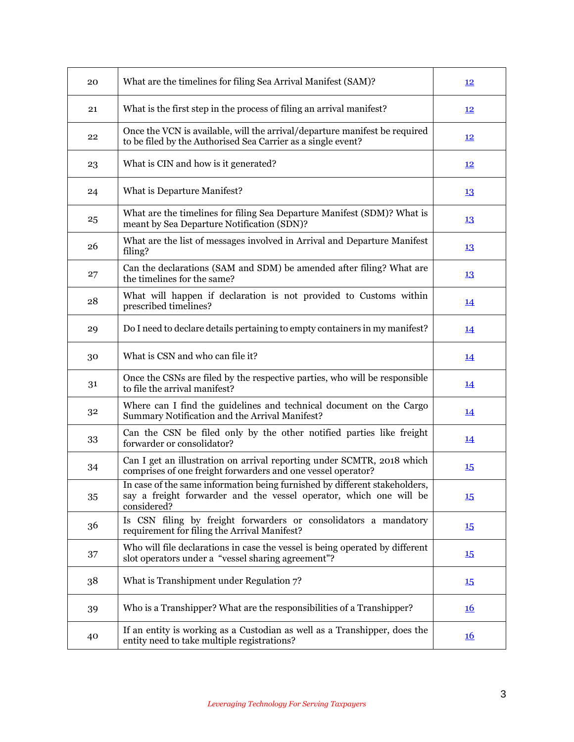| | | |
|---|---|---|
| 20 | What are the timelines for filing Sea Arrival Manifest (SAM)? | 12 |
| 21 | What is the first step in the process of filing an arrival manifest? | 12 |
| 22 | Once the VCN is available, will the arrival/departure manifest be required to be filed by the Authorised Sea Carrier as a single event? | 12 |
| 23 | What is CIN and how is it generated? | 12 |
| 24 | What is Departure Manifest? | 13 |
| 25 | What are the timelines for filing Sea Departure Manifest (SDM)? What is meant by Sea Departure Notification (SDN)? | 13 |
| 26 | What are the list of messages involved in Arrival and Departure Manifest filing? | 13 |
| 27 | Can the declarations (SAM and SDM) be amended after filing? What are the timelines for the same? | 13 |
| 28 | What will happen if declaration is not provided to Customs within prescribed timelines? | 14 |
| 29 | Do I need to declare details pertaining to empty containers in my manifest? | 14 |
| 30 | What is CSN and who can file it? | 14 |
| 31 | Once the CSNs are filed by the respective parties, who will be responsible to file the arrival manifest? | 14 |
| 32 | Where can I find the guidelines and technical document on the Cargo Summary Notification and the Arrival Manifest? | 14 |
| 33 | Can the CSN be filed only by the other notified parties like freight forwarder or consolidator? | 14 |
| 34 | Can I get an illustration on arrival reporting under SCMTR, 2018 which comprises of one freight forwarders and one vessel operator? | 15 |
| 35 | In case of the same information being furnished by different stakeholders, say a freight forwarder and the vessel operator, which one will be considered? | 15 |
| 36 | Is CSN filing by freight forwarders or consolidators a mandatory requirement for filing the Arrival Manifest? | 15 |
| 37 | Who will file declarations in case the vessel is being operated by different slot operators under a "vessel sharing agreement"? | 15 |
| 38 | What is Transhipment under Regulation 7? | 15 |
| 39 | Who is a Transhipper? What are the responsibilities of a Transhipper? | 16 |
| 40 | If an entity is working as a Custodian as well as a Transhipper, does the entity need to take multiple registrations? | 16 |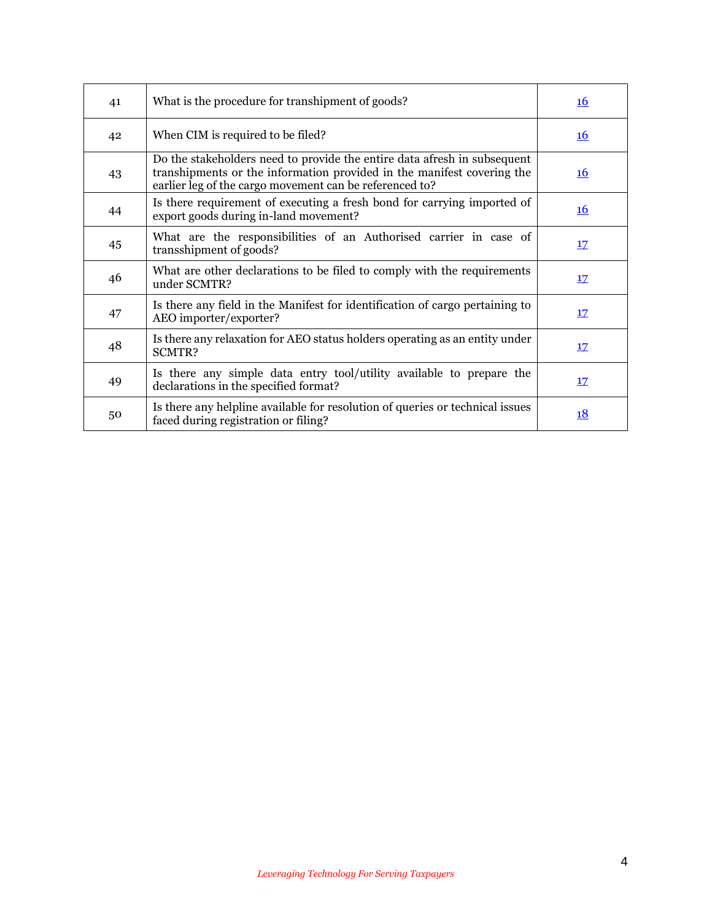| | | |
|---|---|---|
| 41 | What is the procedure for transhipment of goods? | 16 |
| 42 | When CIM is required to be filed? | 16 |
| 43 | Do the stakeholders need to provide the entire data afresh in subsequent transhipments or the information provided in the manifest covering the earlier leg of the cargo movement can be referenced to? | 16 |
| 44 | Is there requirement of executing a fresh bond for carrying imported of export goods during in-land movement? | 16 |
| 45 | What are the responsibilities of an Authorised carrier in case of transshipment of goods? | 17 |
| 46 | What are other declarations to be filed to comply with the requirements under SCMTR? | 17 |
| 47 | Is there any field in the Manifest for identification of cargo pertaining to AEO importer/exporter? | 17 |
| 48 | Is there any relaxation for AEO status holders operating as an entity under SCMTR? | 17 |
| 49 | Is there any simple data entry tool/utility available to prepare the declarations in the specified format? | 17 |
| 50 | Is there any helpline available for resolution of queries or technical issues faced during registration or filing? | 18 |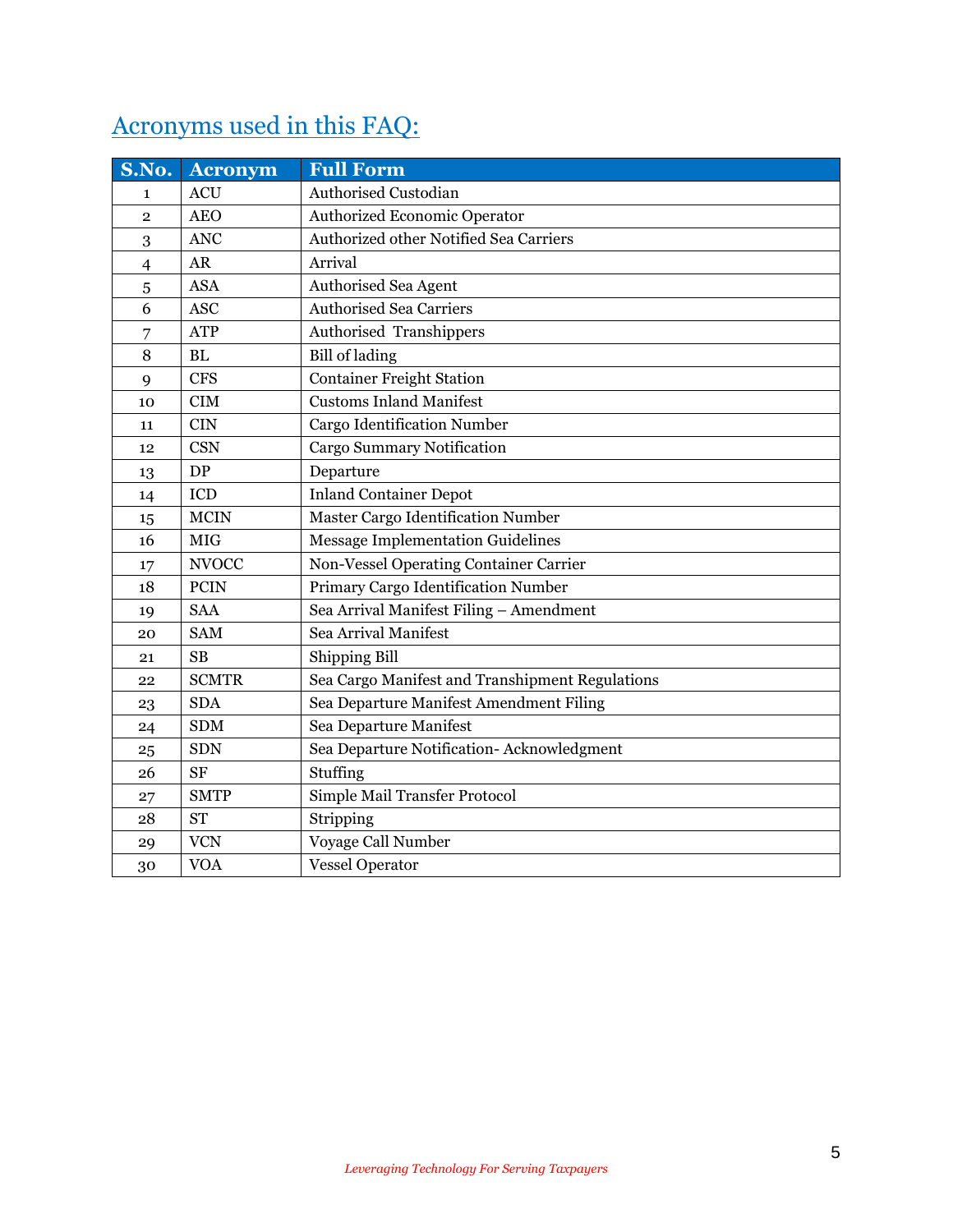## Acronyms used in this FAQ:

| S.No. | Acronym | Full Form |
|---|---|---|
| 1 | ACU | Authorised Custodian |
| 2 | AEO | Authorized Economic Operator |
| 3 | ANC | Authorized other Notified Sea Carriers |
| 4 | AR | Arrival |
| 5 | ASA | Authorised Sea Agent |
| 6 | ASC | Authorised Sea Carriers |
| 7 | ATP | Authorised Transhippers |
| 8 | BL | Bill of lading |
| 9 | CFS | Container Freight Station |
| 10 | CIM | Customs Inland Manifest |
| 11 | CIN | Cargo Identification Number |
| 12 | CSN | Cargo Summary Notification |
| 13 | DP | Departure |
| 14 | ICD | Inland Container Depot |
| 15 | MCIN | Master Cargo Identification Number |
| 16 | MIG | Message Implementation Guidelines |
| 17 | NVOCC | Non-Vessel Operating Container Carrier |
| 18 | PCIN | Primary Cargo Identification Number |
| 19 | SAA | Sea Arrival Manifest Filing – Amendment |
| 20 | SAM | Sea Arrival Manifest |
| 21 | SB | Shipping Bill |
| 22 | SCMTR | Sea Cargo Manifest and Transhipment Regulations |
| 23 | SDA | Sea Departure Manifest Amendment Filing |
| 24 | SDM | Sea Departure Manifest |
| 25 | SDN | Sea Departure Notification- Acknowledgment |
| 26 | SF | Stuffing |
| 27 | SMTP | Simple Mail Transfer Protocol |
| 28 | ST | Stripping |
| 29 | VCN | Voyage Call Number |
| 30 | VOA | Vessel Operator |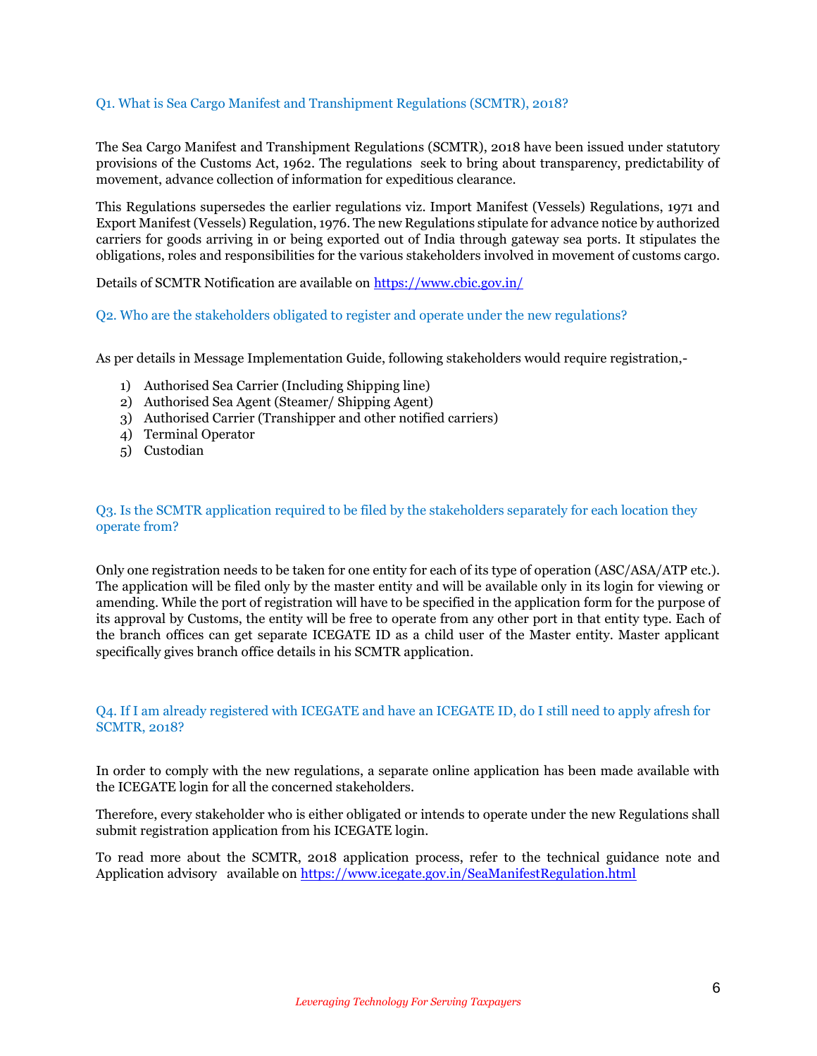### Q1. What is Sea Cargo Manifest and Transhipment Regulations (SCMTR), 2018?

The Sea Cargo Manifest and Transhipment Regulations (SCMTR), 2018 have been issued under statutory provisions of the Customs Act, 1962. The regulations seek to bring about transparency, predictability of movement, advance collection of information for expeditious clearance.

This Regulations supersedes the earlier regulations viz. Import Manifest (Vessels) Regulations, 1971 and Export Manifest (Vessels) Regulation, 1976. The new Regulations stipulate for advance notice by authorized carriers for goods arriving in or being exported out of India through gateway sea ports. It stipulates the obligations, roles and responsibilities for the various stakeholders involved in movement of customs cargo.

Details of SCMTR Notification are available on https://www.cbic.gov.in/

### Q2. Who are the stakeholders obligated to register and operate under the new regulations?

As per details in Message Implementation Guide, following stakeholders would require registration,-

1) Authorised Sea Carrier (Including Shipping line)
2) Authorised Sea Agent (Steamer/ Shipping Agent)
3) Authorised Carrier (Transhipper and other notified carriers)
4) Terminal Operator
5) Custodian

### Q3. Is the SCMTR application required to be filed by the stakeholders separately for each location they operate from?

Only one registration needs to be taken for one entity for each of its type of operation (ASC/ASA/ATP etc.). The application will be filed only by the master entity and will be available only in its login for viewing or amending. While the port of registration will have to be specified in the application form for the purpose of its approval by Customs, the entity will be free to operate from any other port in that entity type. Each of the branch offices can get separate ICEGATE ID as a child user of the Master entity. Master applicant specifically gives branch office details in his SCMTR application.

### Q4. If I am already registered with ICEGATE and have an ICEGATE ID, do I still need to apply afresh for SCMTR, 2018?

In order to comply with the new regulations, a separate online application has been made available with the ICEGATE login for all the concerned stakeholders.

Therefore, every stakeholder who is either obligated or intends to operate under the new Regulations shall submit registration application from his ICEGATE login.

To read more about the SCMTR, 2018 application process, refer to the technical guidance note and Application advisory available on https://www.icegate.gov.in/SeaManifestRegulation.html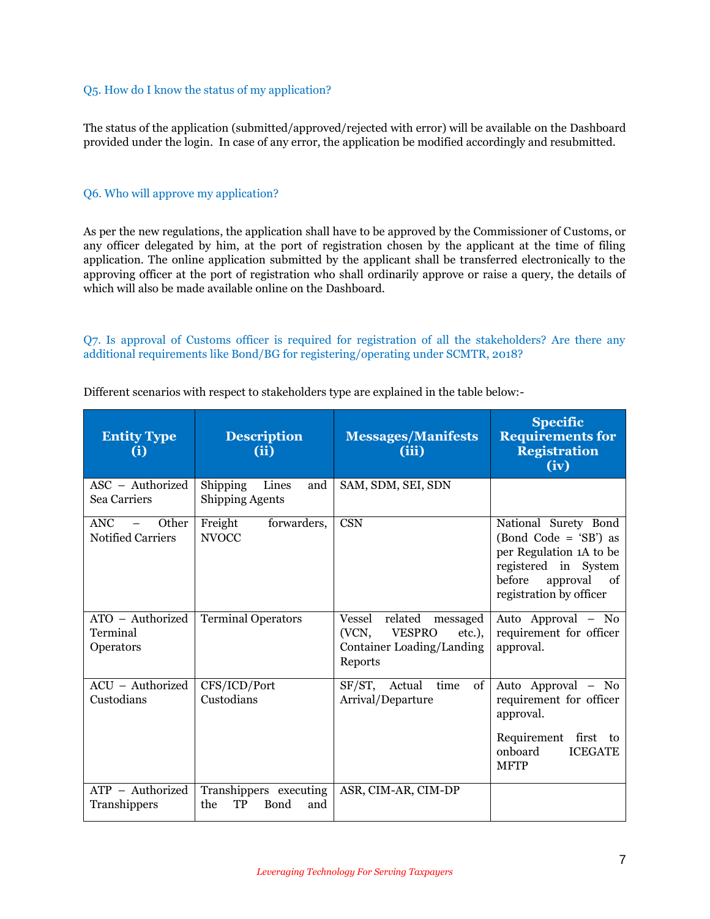### Q5. How do I know the status of my application?

The status of the application (submitted/approved/rejected with error) will be available on the Dashboard provided under the login. In case of any error, the application be modified accordingly and resubmitted.

### Q6. Who will approve my application?

As per the new regulations, the application shall have to be approved by the Commissioner of Customs, or any officer delegated by him, at the port of registration chosen by the applicant at the time of filing application. The online application submitted by the applicant shall be transferred electronically to the approving officer at the port of registration who shall ordinarily approve or raise a query, the details of which will also be made available online on the Dashboard.

### Q7. Is approval of Customs officer is required for registration of all the stakeholders? Are there any additional requirements like Bond/BG for registering/operating under SCMTR, 2018?

Different scenarios with respect to stakeholders type are explained in the table below:-

| Entity Type (i) | Description (ii) | Messages/Manifests (iii) | Specific Requirements for Registration (iv) |
|---|---|---|---|
| ASC – Authorized Sea Carriers | Shipping Lines and Shipping Agents | SAM, SDM, SEI, SDN | |
| ANC – Other Notified Carriers | Freight forwarders, NVOCC | CSN | National Surety Bond (Bond Code = 'SB') as per Regulation 1A to be registered in System before approval of registration by officer |
| ATO – Authorized Terminal Operators | Terminal Operators | Vessel related messaged (VCN, VESPRO etc.), Container Loading/Landing Reports | Auto Approval – No requirement for officer approval. |
| ACU – Authorized Custodians | CFS/ICD/Port Custodians | SF/ST, Actual time of Arrival/Departure | Auto Approval – No requirement for officer approval.<br><br>Requirement first to onboard ICEGATE MFTP |
| ATP – Authorized Transhippers | Transhippers executing the TP Bond and | ASR, CIM-AR, CIM-DP | |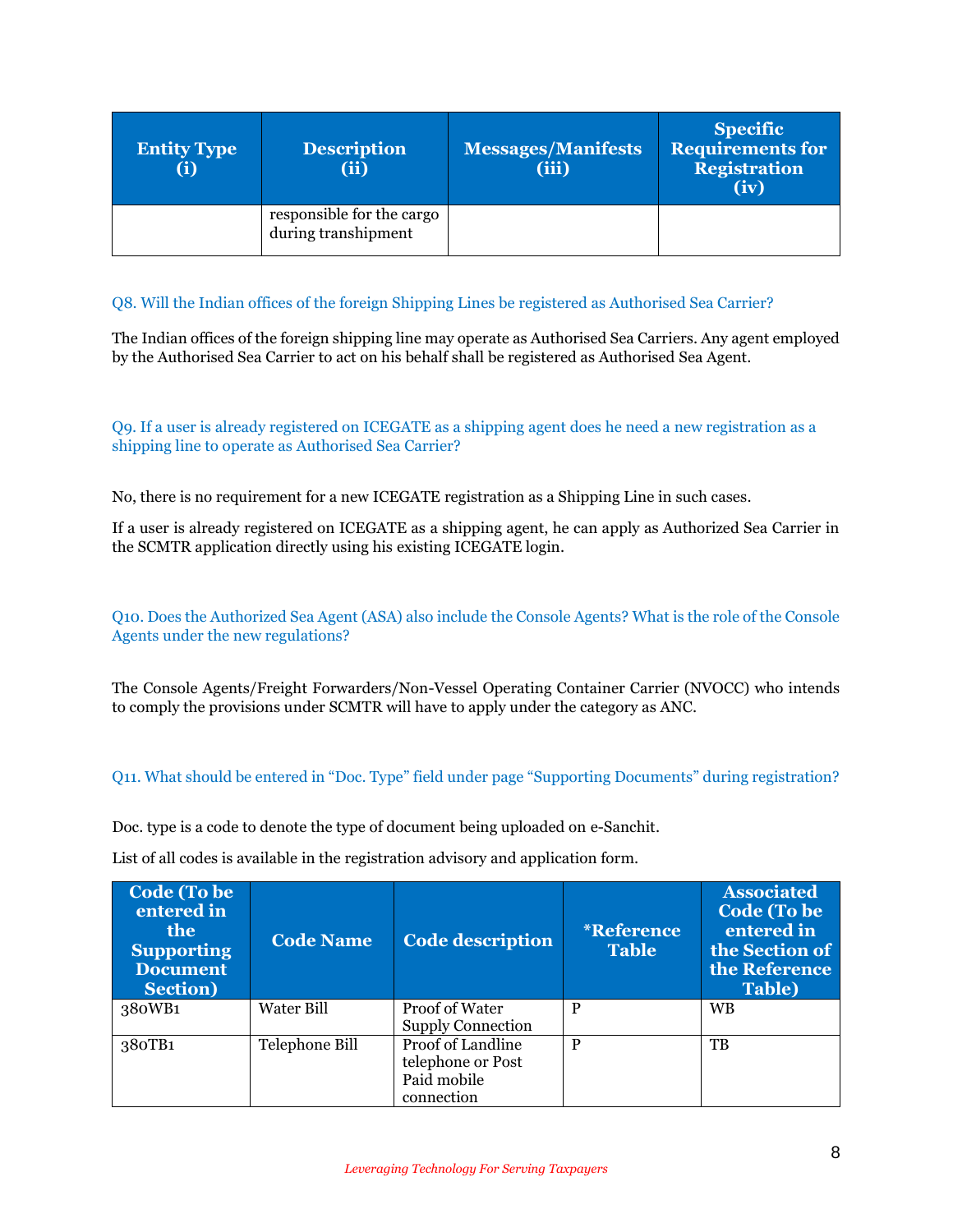| Entity Type (i) | Description (ii) | Messages/Manifests (iii) | Specific Requirements for Registration (iv) |
|---|---|---|---|
| | responsible for the cargo during transhipment | | |

Q8. Will the Indian offices of the foreign Shipping Lines be registered as Authorised Sea Carrier?

The Indian offices of the foreign shipping line may operate as Authorised Sea Carriers. Any agent employed by the Authorised Sea Carrier to act on his behalf shall be registered as Authorised Sea Agent.

Q9. If a user is already registered on ICEGATE as a shipping agent does he need a new registration as a shipping line to operate as Authorised Sea Carrier?

No, there is no requirement for a new ICEGATE registration as a Shipping Line in such cases.

If a user is already registered on ICEGATE as a shipping agent, he can apply as Authorized Sea Carrier in the SCMTR application directly using his existing ICEGATE login.

Q10. Does the Authorized Sea Agent (ASA) also include the Console Agents? What is the role of the Console Agents under the new regulations?

The Console Agents/Freight Forwarders/Non-Vessel Operating Container Carrier (NVOCC) who intends to comply the provisions under SCMTR will have to apply under the category as ANC.

Q11. What should be entered in "Doc. Type" field under page "Supporting Documents" during registration?

Doc. type is a code to denote the type of document being uploaded on e-Sanchit.

List of all codes is available in the registration advisory and application form.

| Code (To be entered in the Supporting Document Section) | Code Name | Code description | *Reference Table | Associated Code (To be entered in the Section of the Reference Table) |
|---|---|---|---|---|
| 380WB1 | Water Bill | Proof of Water Supply Connection | P | WB |
| 380TB1 | Telephone Bill | Proof of Landline telephone or Post Paid mobile connection | P | TB |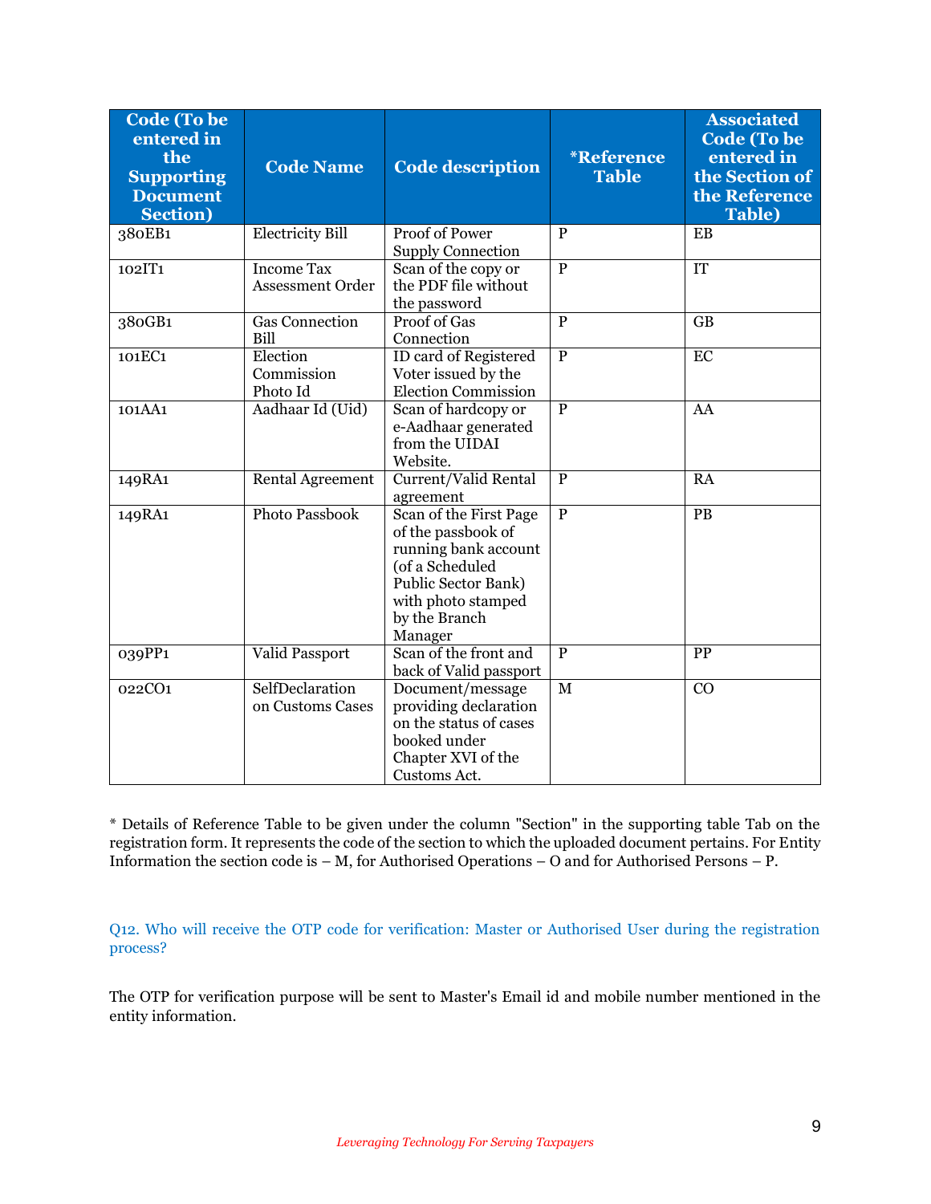| Code (To be entered in the Supporting Document Section) | Code Name | Code description | *Reference Table | Associated Code (To be entered in the Section of the Reference Table) |
|---|---|---|---|---|
| 380EB1 | Electricity Bill | Proof of Power Supply Connection | P | EB |
| 102IT1 | Income Tax Assessment Order | Scan of the copy or the PDF file without the password | P | IT |
| 380GB1 | Gas Connection Bill | Proof of Gas Connection | P | GB |
| 101EC1 | Election Commission Photo Id | ID card of Registered Voter issued by the Election Commission | P | EC |
| 101AA1 | Aadhaar Id (Uid) | Scan of hardcopy or e-Aadhaar generated from the UIDAI Website. | P | AA |
| 149RA1 | Rental Agreement | Current/Valid Rental agreement | P | RA |
| 149RA1 | Photo Passbook | Scan of the First Page of the passbook of running bank account (of a Scheduled Public Sector Bank) with photo stamped by the Branch Manager | P | PB |
| 039PP1 | Valid Passport | Scan of the front and back of Valid passport | P | PP |
| 022CO1 | SelfDeclaration on Customs Cases | Document/message providing declaration on the status of cases booked under Chapter XVI of the Customs Act. | M | CO |

* Details of Reference Table to be given under the column "Section" in the supporting table Tab on the registration form. It represents the code of the section to which the uploaded document pertains. For Entity Information the section code is – M, for Authorised Operations – O and for Authorised Persons – P.

### Q12. Who will receive the OTP code for verification: Master or Authorised User during the registration process?

The OTP for verification purpose will be sent to Master's Email id and mobile number mentioned in the entity information.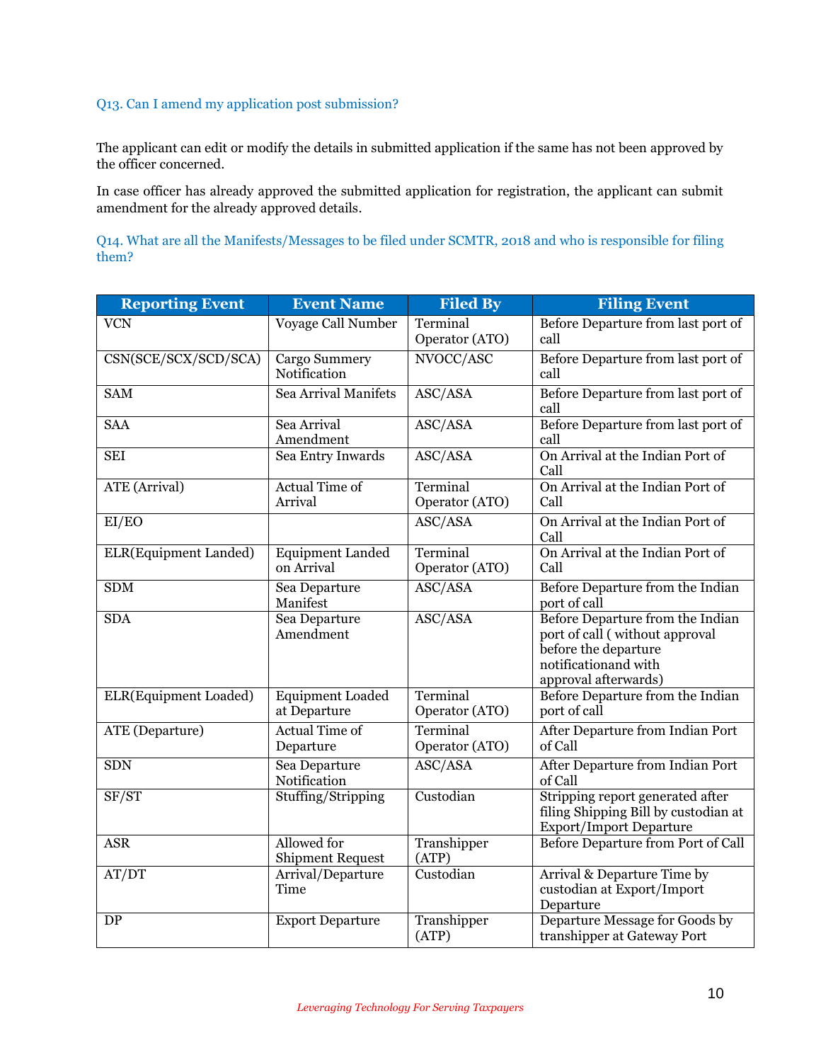### Q13. Can I amend my application post submission?

The applicant can edit or modify the details in submitted application if the same has not been approved by the officer concerned.

In case officer has already approved the submitted application for registration, the applicant can submit amendment for the already approved details.

### Q14. What are all the Manifests/Messages to be filed under SCMTR, 2018 and who is responsible for filing them?

| Reporting Event | Event Name | Filed By | Filing Event |
|---|---|---|---|
| VCN | Voyage Call Number | Terminal Operator (ATO) | Before Departure from last port of call |
| CSN(SCE/SCX/SCD/SCA) | Cargo Summery Notification | NVOCC/ASC | Before Departure from last port of call |
| SAM | Sea Arrival Manifets | ASC/ASA | Before Departure from last port of call |
| SAA | Sea Arrival Amendment | ASC/ASA | Before Departure from last port of call |
| SEI | Sea Entry Inwards | ASC/ASA | On Arrival at the Indian Port of Call |
| ATE (Arrival) | Actual Time of Arrival | Terminal Operator (ATO) | On Arrival at the Indian Port of Call |
| EI/EO | | ASC/ASA | On Arrival at the Indian Port of Call |
| ELR(Equipment Landed) | Equipment Landed on Arrival | Terminal Operator (ATO) | On Arrival at the Indian Port of Call |
| SDM | Sea Departure Manifest | ASC/ASA | Before Departure from the Indian port of call |
| SDA | Sea Departure Amendment | ASC/ASA | Before Departure from the Indian port of call ( without approval before the departure notificationand with approval afterwards) |
| ELR(Equipment Loaded) | Equipment Loaded at Departure | Terminal Operator (ATO) | Before Departure from the Indian port of call |
| ATE (Departure) | Actual Time of Departure | Terminal Operator (ATO) | After Departure from Indian Port of Call |
| SDN | Sea Departure Notification | ASC/ASA | After Departure from Indian Port of Call |
| SF/ST | Stuffing/Stripping | Custodian | Stripping report generated after filing Shipping Bill by custodian at Export/Import Departure |
| ASR | Allowed for Shipment Request | Transhipper (ATP) | Before Departure from Port of Call |
| AT/DT | Arrival/Departure Time | Custodian | Arrival & Departure Time by custodian at Export/Import Departure |
| DP | Export Departure | Transhipper (ATP) | Departure Message for Goods by transhipper at Gateway Port |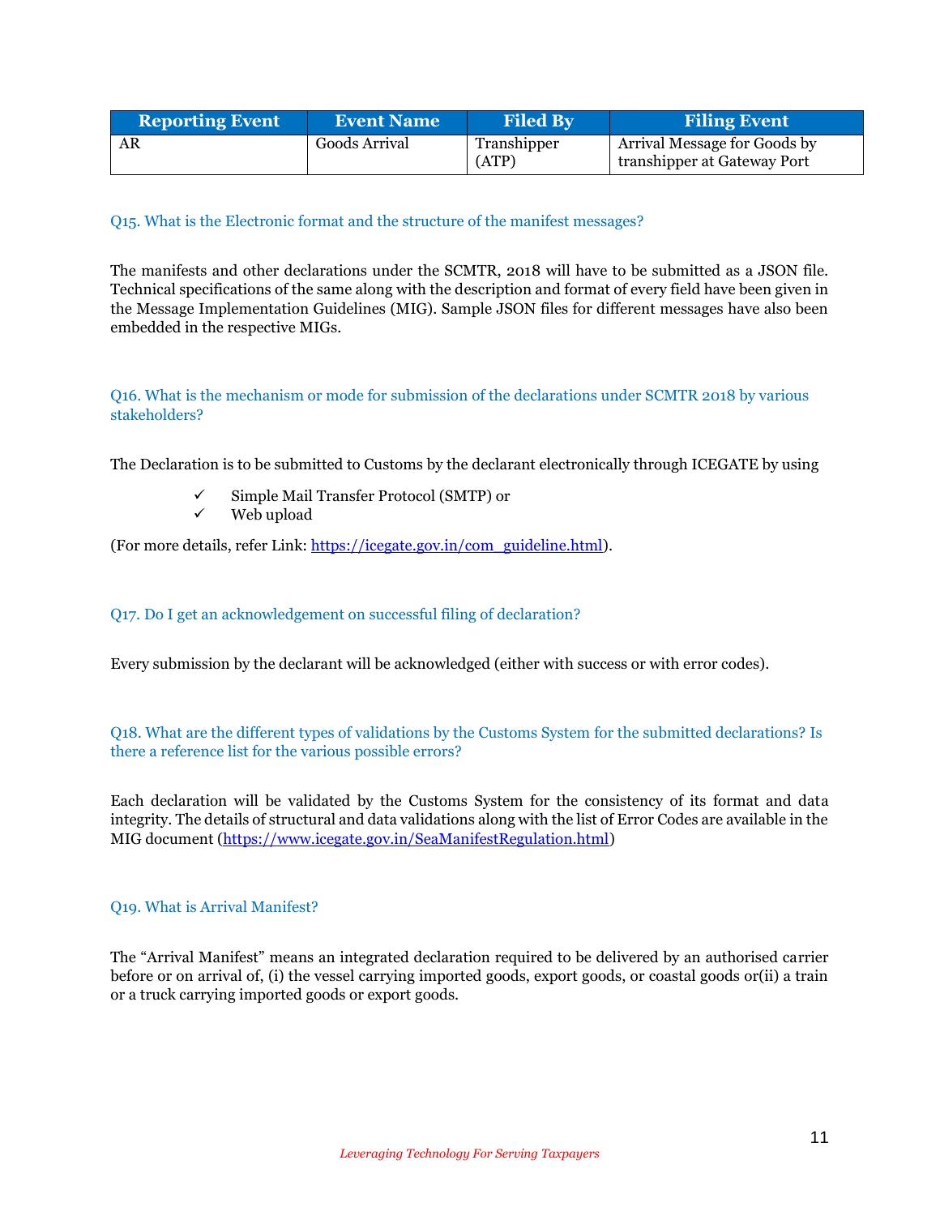| Reporting Event | Event Name | Filed By | Filing Event |
|---|---|---|---|
| AR | Goods Arrival | Transhipper (ATP) | Arrival Message for Goods by transhipper at Gateway Port |

### Q15. What is the Electronic format and the structure of the manifest messages?

The manifests and other declarations under the SCMTR, 2018 will have to be submitted as a JSON file. Technical specifications of the same along with the description and format of every field have been given in the Message Implementation Guidelines (MIG). Sample JSON files for different messages have also been embedded in the respective MIGs.

### Q16. What is the mechanism or mode for submission of the declarations under SCMTR 2018 by various stakeholders?

The Declaration is to be submitted to Customs by the declarant electronically through ICEGATE by using

- ✓ Simple Mail Transfer Protocol (SMTP) or
- ✓ Web upload

(For more details, refer Link: [https://icegate.gov.in/com_guideline.html](https://icegate.gov.in/com_guideline.html)).

### Q17. Do I get an acknowledgement on successful filing of declaration?

Every submission by the declarant will be acknowledged (either with success or with error codes).

### Q18. What are the different types of validations by the Customs System for the submitted declarations? Is there a reference list for the various possible errors?

Each declaration will be validated by the Customs System for the consistency of its format and data integrity. The details of structural and data validations along with the list of Error Codes are available in the MIG document ([https://www.icegate.gov.in/SeaManifestRegulation.html](https://www.icegate.gov.in/SeaManifestRegulation.html))

### Q19. What is Arrival Manifest?

The "Arrival Manifest" means an integrated declaration required to be delivered by an authorised carrier before or on arrival of, (i) the vessel carrying imported goods, export goods, or coastal goods or(ii) a train or a truck carrying imported goods or export goods.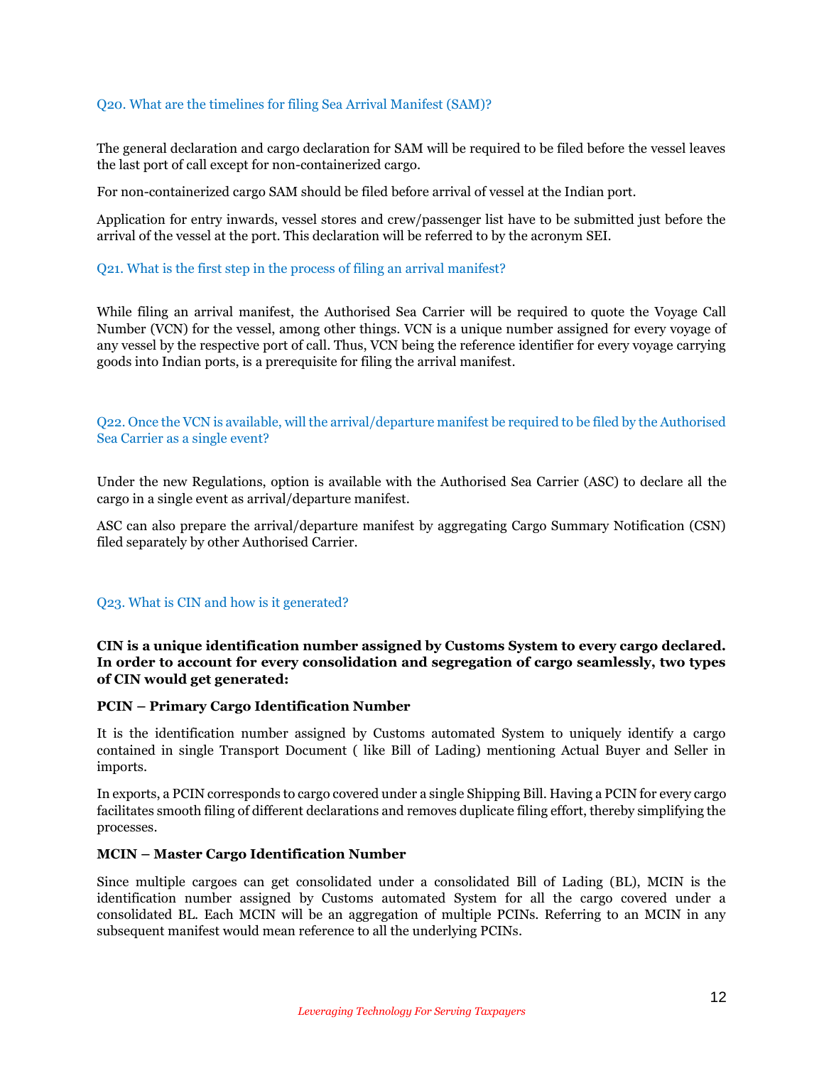### Q20. What are the timelines for filing Sea Arrival Manifest (SAM)?

The general declaration and cargo declaration for SAM will be required to be filed before the vessel leaves the last port of call except for non-containerized cargo.

For non-containerized cargo SAM should be filed before arrival of vessel at the Indian port.

Application for entry inwards, vessel stores and crew/passenger list have to be submitted just before the arrival of the vessel at the port. This declaration will be referred to by the acronym SEI.

### Q21. What is the first step in the process of filing an arrival manifest?

While filing an arrival manifest, the Authorised Sea Carrier will be required to quote the Voyage Call Number (VCN) for the vessel, among other things. VCN is a unique number assigned for every voyage of any vessel by the respective port of call. Thus, VCN being the reference identifier for every voyage carrying goods into Indian ports, is a prerequisite for filing the arrival manifest.

### Q22. Once the VCN is available, will the arrival/departure manifest be required to be filed by the Authorised Sea Carrier as a single event?

Under the new Regulations, option is available with the Authorised Sea Carrier (ASC) to declare all the cargo in a single event as arrival/departure manifest.

ASC can also prepare the arrival/departure manifest by aggregating Cargo Summary Notification (CSN) filed separately by other Authorised Carrier.

### Q23. What is CIN and how is it generated?

**CIN is a unique identification number assigned by Customs System to every cargo declared. In order to account for every consolidation and segregation of cargo seamlessly, two types of CIN would get generated:**

**PCIN – Primary Cargo Identification Number**

It is the identification number assigned by Customs automated System to uniquely identify a cargo contained in single Transport Document ( like Bill of Lading) mentioning Actual Buyer and Seller in imports.

In exports, a PCIN corresponds to cargo covered under a single Shipping Bill. Having a PCIN for every cargo facilitates smooth filing of different declarations and removes duplicate filing effort, thereby simplifying the processes.

**MCIN – Master Cargo Identification Number**

Since multiple cargoes can get consolidated under a consolidated Bill of Lading (BL), MCIN is the identification number assigned by Customs automated System for all the cargo covered under a consolidated BL. Each MCIN will be an aggregation of multiple PCINs. Referring to an MCIN in any subsequent manifest would mean reference to all the underlying PCINs.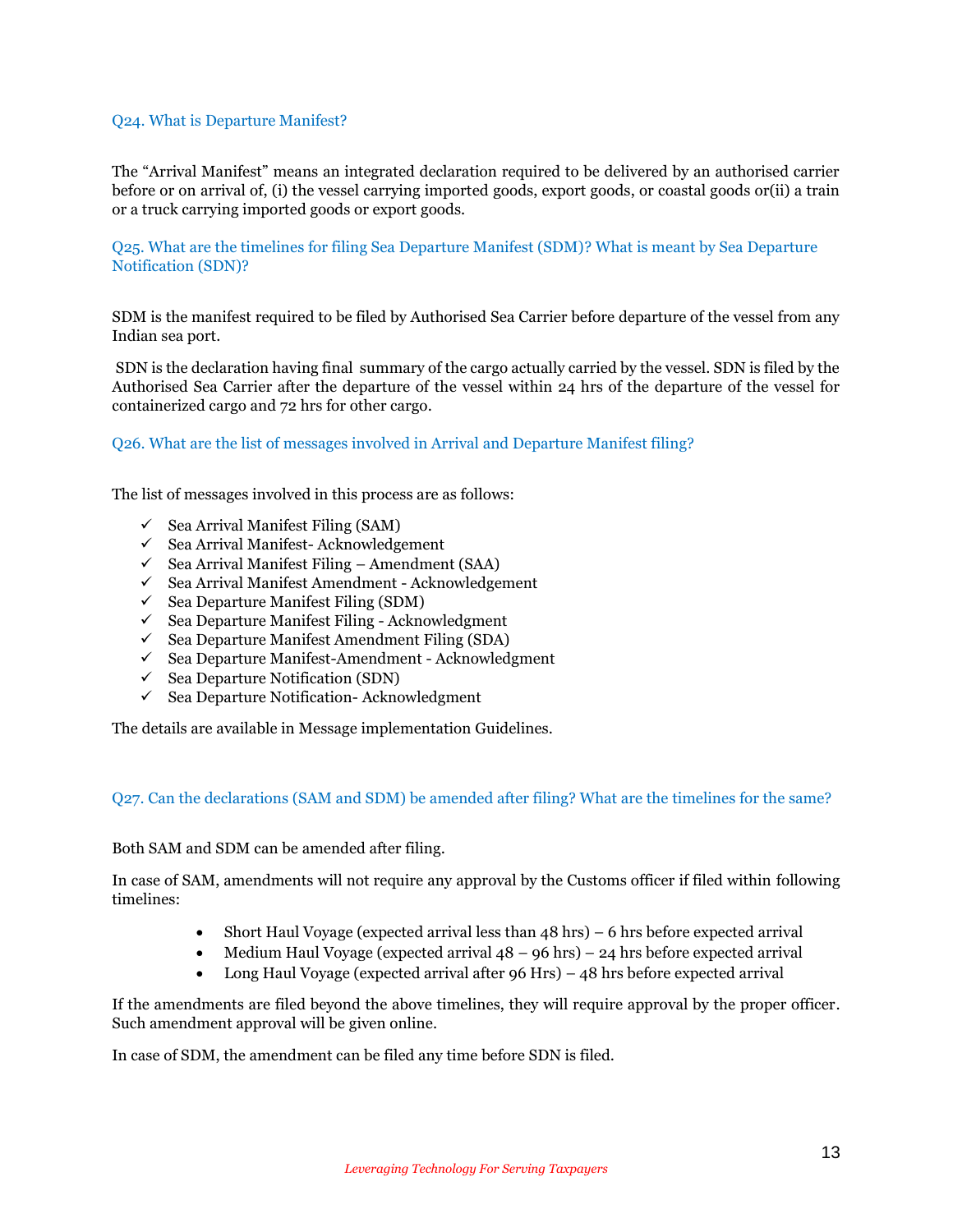### Q24. What is Departure Manifest?

The “Arrival Manifest” means an integrated declaration required to be delivered by an authorised carrier before or on arrival of, (i) the vessel carrying imported goods, export goods, or coastal goods or(ii) a train or a truck carrying imported goods or export goods.

### Q25. What are the timelines for filing Sea Departure Manifest (SDM)? What is meant by Sea Departure Notification (SDN)?

SDM is the manifest required to be filed by Authorised Sea Carrier before departure of the vessel from any Indian sea port.

SDN is the declaration having final summary of the cargo actually carried by the vessel. SDN is filed by the Authorised Sea Carrier after the departure of the vessel within 24 hrs of the departure of the vessel for containerized cargo and 72 hrs for other cargo.

### Q26. What are the list of messages involved in Arrival and Departure Manifest filing?

The list of messages involved in this process are as follows:

- ✓ Sea Arrival Manifest Filing (SAM)
- ✓ Sea Arrival Manifest- Acknowledgement
- ✓ Sea Arrival Manifest Filing – Amendment (SAA)
- ✓ Sea Arrival Manifest Amendment - Acknowledgement
- ✓ Sea Departure Manifest Filing (SDM)
- ✓ Sea Departure Manifest Filing - Acknowledgment
- ✓ Sea Departure Manifest Amendment Filing (SDA)
- ✓ Sea Departure Manifest-Amendment - Acknowledgment
- ✓ Sea Departure Notification (SDN)
- ✓ Sea Departure Notification- Acknowledgment

The details are available in Message implementation Guidelines.

### Q27. Can the declarations (SAM and SDM) be amended after filing? What are the timelines for the same?

Both SAM and SDM can be amended after filing.

In case of SAM, amendments will not require any approval by the Customs officer if filed within following timelines:

- Short Haul Voyage (expected arrival less than 48 hrs) – 6 hrs before expected arrival
- Medium Haul Voyage (expected arrival 48 – 96 hrs) – 24 hrs before expected arrival
- Long Haul Voyage (expected arrival after 96 Hrs) – 48 hrs before expected arrival

If the amendments are filed beyond the above timelines, they will require approval by the proper officer. Such amendment approval will be given online.

In case of SDM, the amendment can be filed any time before SDN is filed.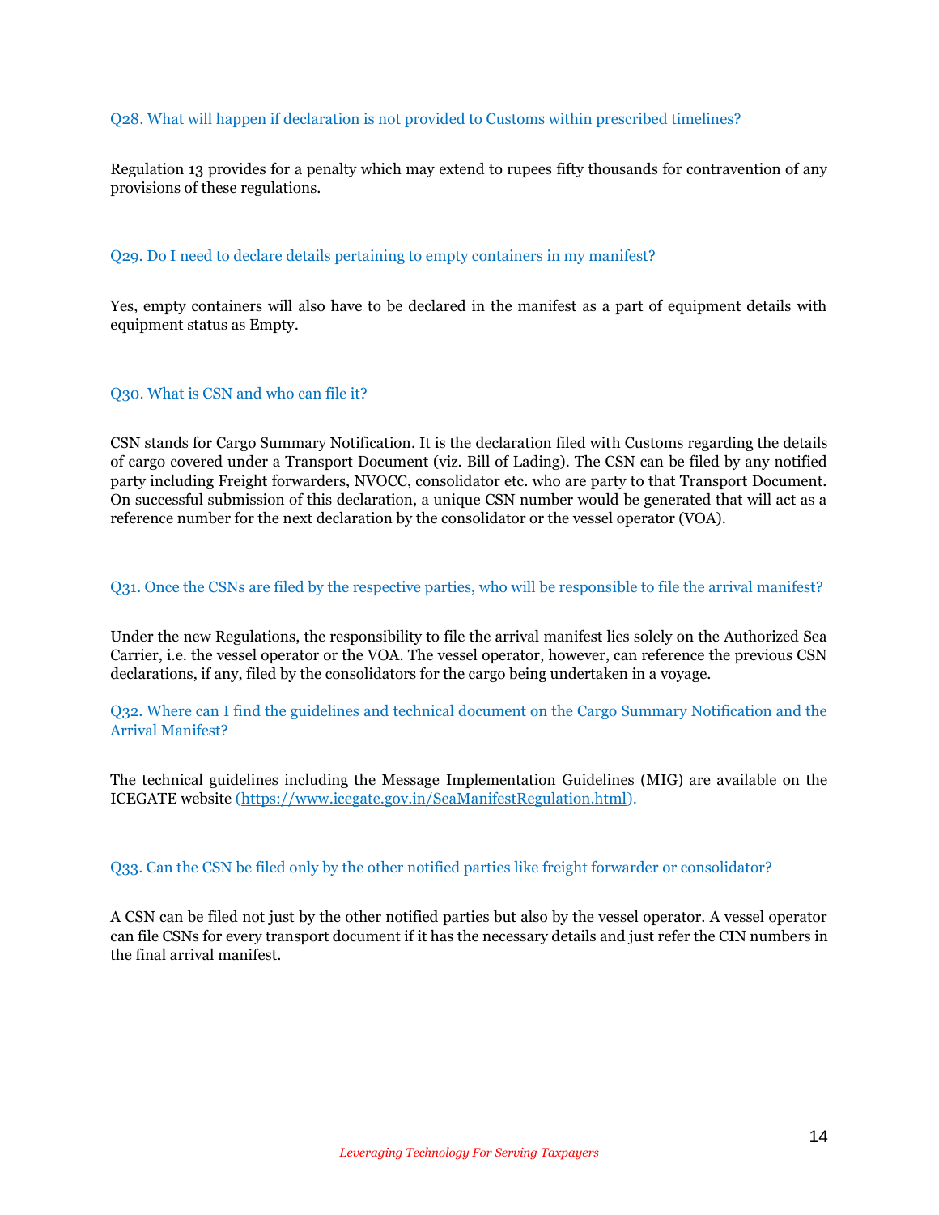### Q28. What will happen if declaration is not provided to Customs within prescribed timelines?

Regulation 13 provides for a penalty which may extend to rupees fifty thousands for contravention of any provisions of these regulations.

### Q29. Do I need to declare details pertaining to empty containers in my manifest?

Yes, empty containers will also have to be declared in the manifest as a part of equipment details with equipment status as Empty.

### Q30. What is CSN and who can file it?

CSN stands for Cargo Summary Notification. It is the declaration filed with Customs regarding the details of cargo covered under a Transport Document (viz. Bill of Lading). The CSN can be filed by any notified party including Freight forwarders, NVOCC, consolidator etc. who are party to that Transport Document. On successful submission of this declaration, a unique CSN number would be generated that will act as a reference number for the next declaration by the consolidator or the vessel operator (VOA).

### Q31. Once the CSNs are filed by the respective parties, who will be responsible to file the arrival manifest?

Under the new Regulations, the responsibility to file the arrival manifest lies solely on the Authorized Sea Carrier, i.e. the vessel operator or the VOA. The vessel operator, however, can reference the previous CSN declarations, if any, filed by the consolidators for the cargo being undertaken in a voyage.

### Q32. Where can I find the guidelines and technical document on the Cargo Summary Notification and the Arrival Manifest?

The technical guidelines including the Message Implementation Guidelines (MIG) are available on the ICEGATE website (https://www.icegate.gov.in/SeaManifestRegulation.html).

### Q33. Can the CSN be filed only by the other notified parties like freight forwarder or consolidator?

A CSN can be filed not just by the other notified parties but also by the vessel operator. A vessel operator can file CSNs for every transport document if it has the necessary details and just refer the CIN numbers in the final arrival manifest.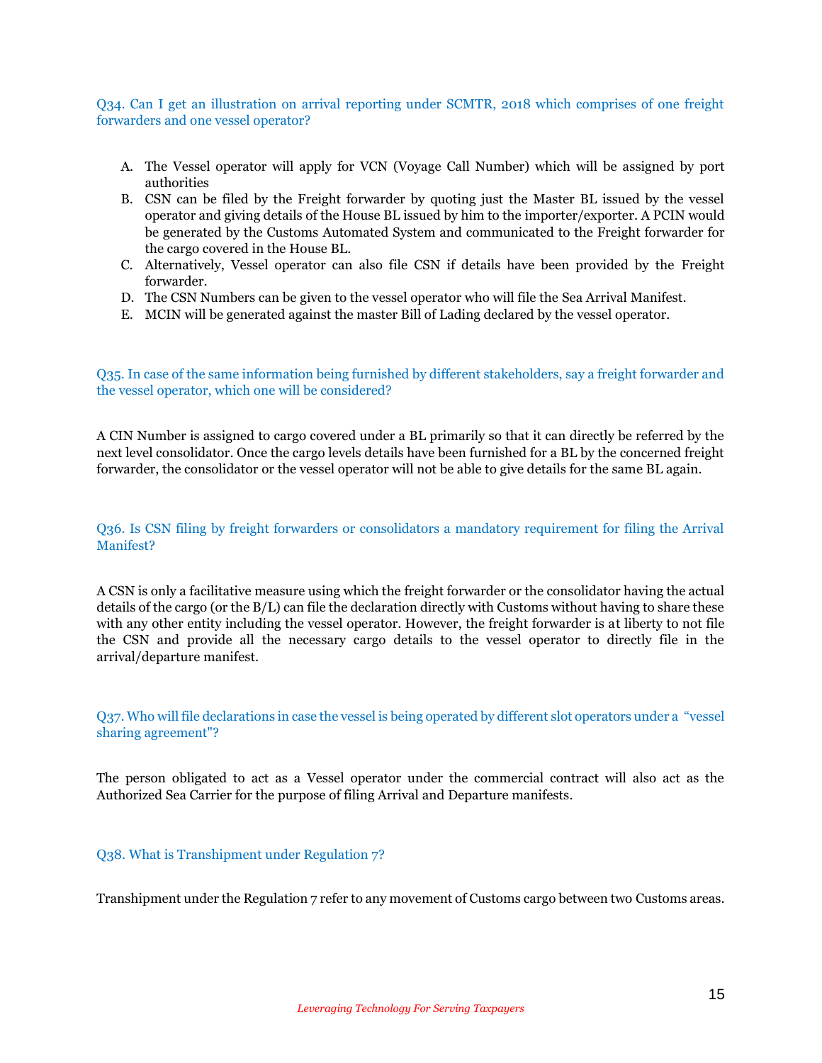### Q34. Can I get an illustration on arrival reporting under SCMTR, 2018 which comprises of one freight forwarders and one vessel operator?

A. The Vessel operator will apply for VCN (Voyage Call Number) which will be assigned by port authorities
B. CSN can be filed by the Freight forwarder by quoting just the Master BL issued by the vessel operator and giving details of the House BL issued by him to the importer/exporter. A PCIN would be generated by the Customs Automated System and communicated to the Freight forwarder for the cargo covered in the House BL.
C. Alternatively, Vessel operator can also file CSN if details have been provided by the Freight forwarder.
D. The CSN Numbers can be given to the vessel operator who will file the Sea Arrival Manifest.
E. MCIN will be generated against the master Bill of Lading declared by the vessel operator.

### Q35. In case of the same information being furnished by different stakeholders, say a freight forwarder and the vessel operator, which one will be considered?

A CIN Number is assigned to cargo covered under a BL primarily so that it can directly be referred by the next level consolidator. Once the cargo levels details have been furnished for a BL by the concerned freight forwarder, the consolidator or the vessel operator will not be able to give details for the same BL again.

### Q36. Is CSN filing by freight forwarders or consolidators a mandatory requirement for filing the Arrival Manifest?

A CSN is only a facilitative measure using which the freight forwarder or the consolidator having the actual details of the cargo (or the B/L) can file the declaration directly with Customs without having to share these with any other entity including the vessel operator. However, the freight forwarder is at liberty to not file the CSN and provide all the necessary cargo details to the vessel operator to directly file in the arrival/departure manifest.

### Q37. Who will file declarations in case the vessel is being operated by different slot operators under a "vessel sharing agreement"?

The person obligated to act as a Vessel operator under the commercial contract will also act as the Authorized Sea Carrier for the purpose of filing Arrival and Departure manifests.

### Q38. What is Transhipment under Regulation 7?

Transhipment under the Regulation 7 refer to any movement of Customs cargo between two Customs areas.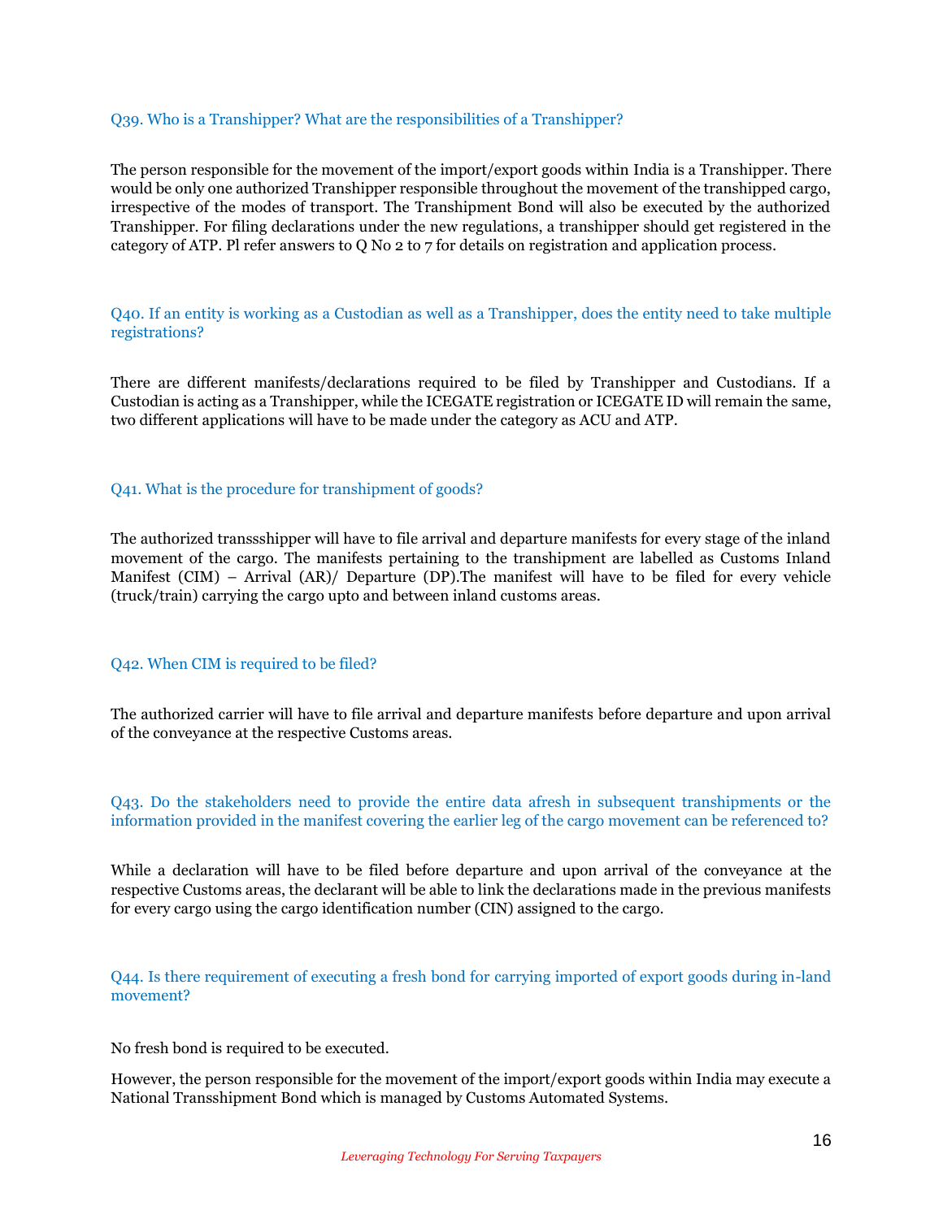### Q39. Who is a Transhipper? What are the responsibilities of a Transhipper?

The person responsible for the movement of the import/export goods within India is a Transhipper. There would be only one authorized Transhipper responsible throughout the movement of the transhipped cargo, irrespective of the modes of transport. The Transhipment Bond will also be executed by the authorized Transhipper. For filing declarations under the new regulations, a transhipper should get registered in the category of ATP. Pl refer answers to Q No 2 to 7 for details on registration and application process.

### Q40. If an entity is working as a Custodian as well as a Transhipper, does the entity need to take multiple registrations?

There are different manifests/declarations required to be filed by Transhipper and Custodians. If a Custodian is acting as a Transhipper, while the ICEGATE registration or ICEGATE ID will remain the same, two different applications will have to be made under the category as ACU and ATP.

### Q41. What is the procedure for transhipment of goods?

The authorized transsshipper will have to file arrival and departure manifests for every stage of the inland movement of the cargo. The manifests pertaining to the transhipment are labelled as Customs Inland Manifest (CIM) – Arrival (AR)/ Departure (DP).The manifest will have to be filed for every vehicle (truck/train) carrying the cargo upto and between inland customs areas.

### Q42. When CIM is required to be filed?

The authorized carrier will have to file arrival and departure manifests before departure and upon arrival of the conveyance at the respective Customs areas.

### Q43. Do the stakeholders need to provide the entire data afresh in subsequent transhipments or the information provided in the manifest covering the earlier leg of the cargo movement can be referenced to?

While a declaration will have to be filed before departure and upon arrival of the conveyance at the respective Customs areas, the declarant will be able to link the declarations made in the previous manifests for every cargo using the cargo identification number (CIN) assigned to the cargo.

### Q44. Is there requirement of executing a fresh bond for carrying imported of export goods during in-land movement?

No fresh bond is required to be executed.

However, the person responsible for the movement of the import/export goods within India may execute a National Transshipment Bond which is managed by Customs Automated Systems.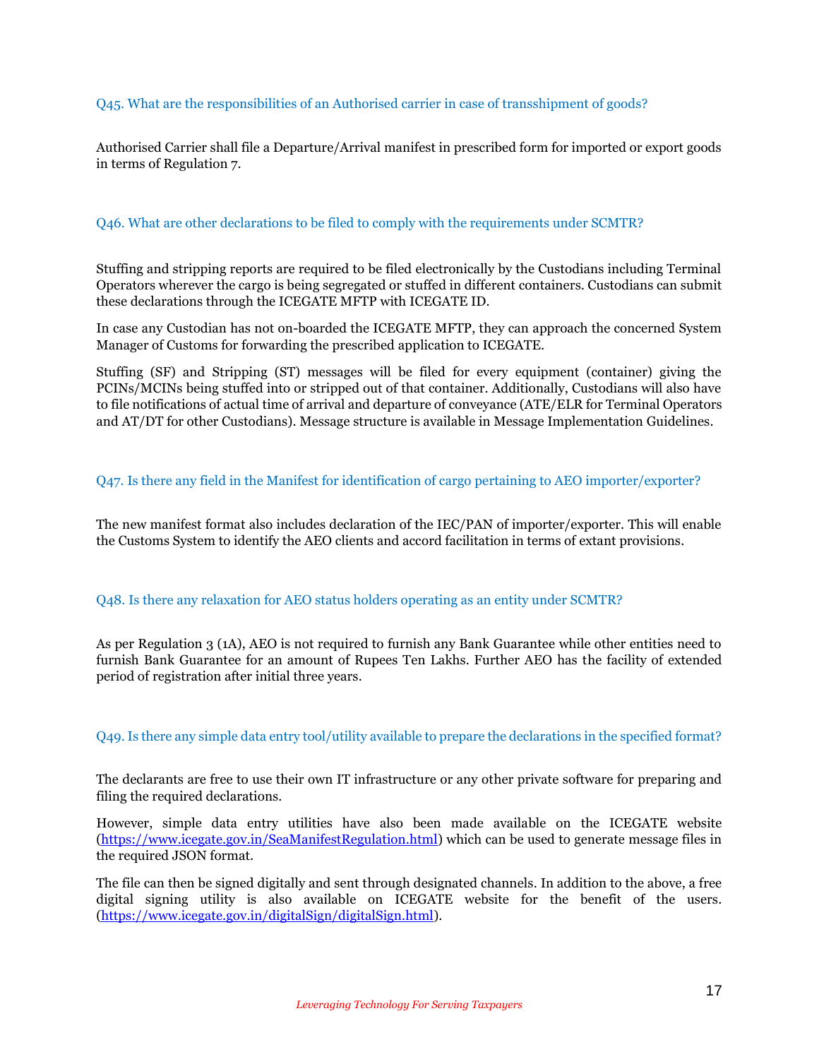### Q45. What are the responsibilities of an Authorised carrier in case of transshipment of goods?

Authorised Carrier shall file a Departure/Arrival manifest in prescribed form for imported or export goods in terms of Regulation 7.

### Q46. What are other declarations to be filed to comply with the requirements under SCMTR?

Stuffing and stripping reports are required to be filed electronically by the Custodians including Terminal Operators wherever the cargo is being segregated or stuffed in different containers. Custodians can submit these declarations through the ICEGATE MFTP with ICEGATE ID.

In case any Custodian has not on-boarded the ICEGATE MFTP, they can approach the concerned System Manager of Customs for forwarding the prescribed application to ICEGATE.

Stuffing (SF) and Stripping (ST) messages will be filed for every equipment (container) giving the PCINs/MCINs being stuffed into or stripped out of that container. Additionally, Custodians will also have to file notifications of actual time of arrival and departure of conveyance (ATE/ELR for Terminal Operators and AT/DT for other Custodians). Message structure is available in Message Implementation Guidelines.

### Q47. Is there any field in the Manifest for identification of cargo pertaining to AEO importer/exporter?

The new manifest format also includes declaration of the IEC/PAN of importer/exporter. This will enable the Customs System to identify the AEO clients and accord facilitation in terms of extant provisions.

### Q48. Is there any relaxation for AEO status holders operating as an entity under SCMTR?

As per Regulation 3 (1A), AEO is not required to furnish any Bank Guarantee while other entities need to furnish Bank Guarantee for an amount of Rupees Ten Lakhs. Further AEO has the facility of extended period of registration after initial three years.

### Q49. Is there any simple data entry tool/utility available to prepare the declarations in the specified format?

The declarants are free to use their own IT infrastructure or any other private software for preparing and filing the required declarations.

However, simple data entry utilities have also been made available on the ICEGATE website ([https://www.icegate.gov.in/SeaManifestRegulation.html](https://www.icegate.gov.in/SeaManifestRegulation.html)) which can be used to generate message files in the required JSON format.

The file can then be signed digitally and sent through designated channels. In addition to the above, a free digital signing utility is also available on ICEGATE website for the benefit of the users. ([https://www.icegate.gov.in/digitalSign/digitalSign.html](https://www.icegate.gov.in/digitalSign/digitalSign.html)).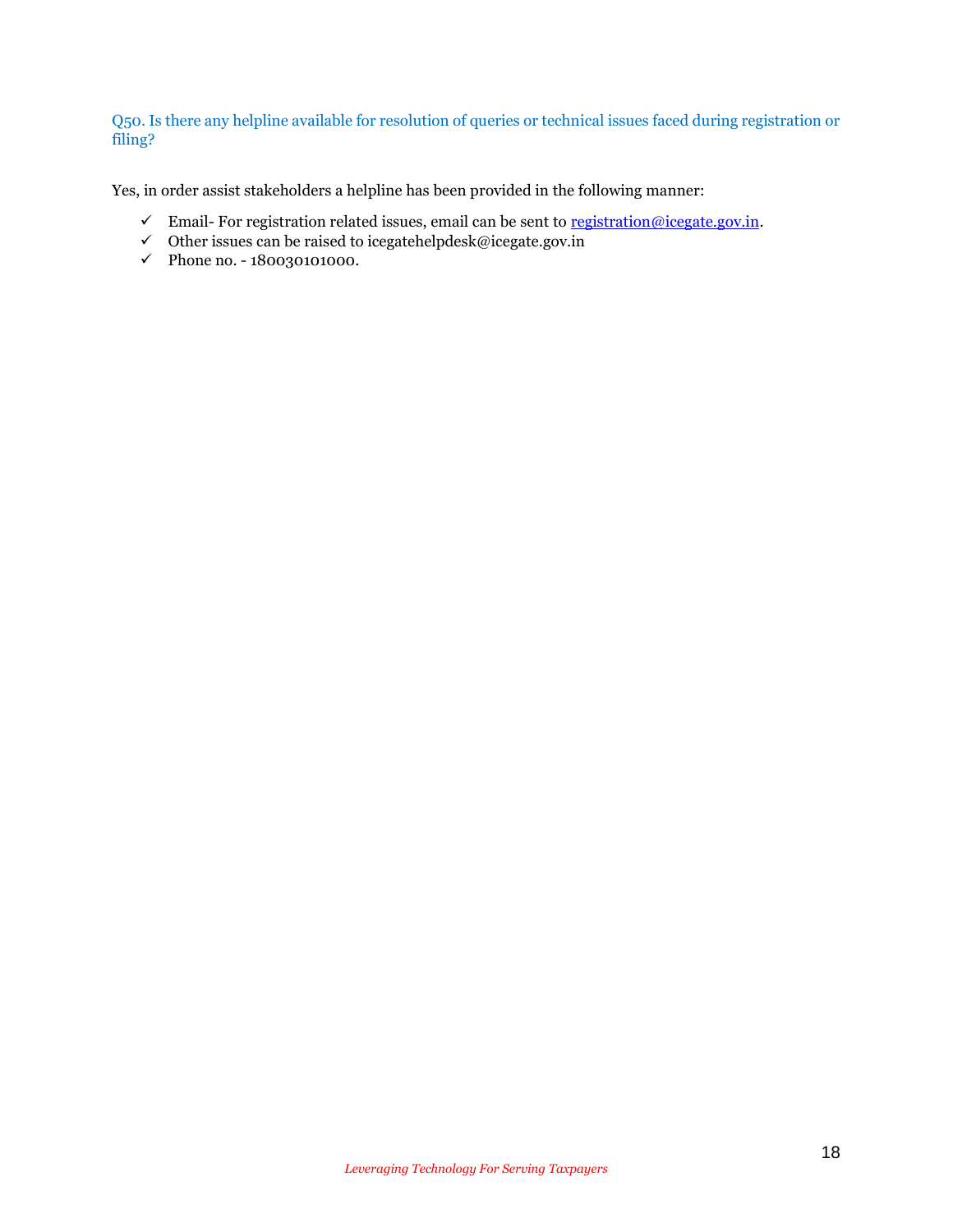### Q50. Is there any helpline available for resolution of queries or technical issues faced during registration or filing?

Yes, in order assist stakeholders a helpline has been provided in the following manner:

- ✓ Email- For registration related issues, email can be sent to registration@icegate.gov.in.
- ✓ Other issues can be raised to icegatehelpdesk@icegate.gov.in
- ✓ Phone no. - 180030101000.